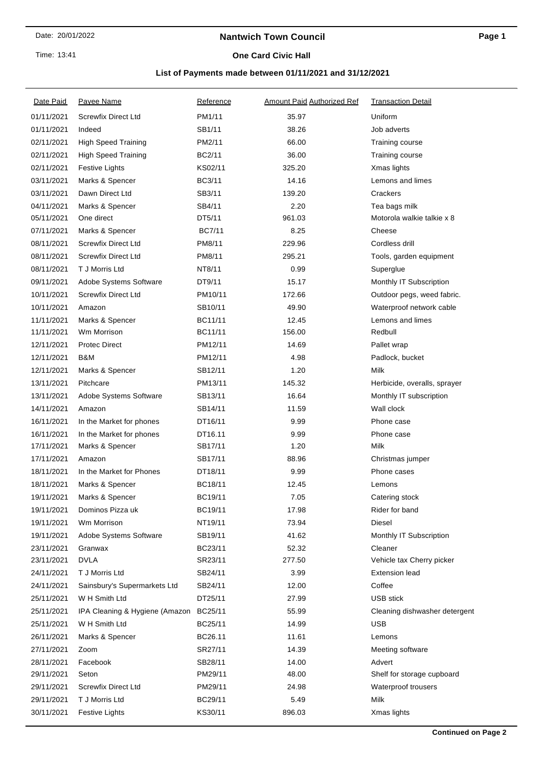# Nantwich Town Council

## One Card Civic Hall

### List of Payments made between 01/11/2021 and 31/12/2021

Date: 20/01/2022
Time: 13:41

| Date Paid | Payee Name | Reference | Amount Paid | Authorized Ref | Transaction Detail |
|---|---|---|---|---|---|
| 01/11/2021 | Screwfix Direct Ltd | PM1/11 | 35.97 | | Uniform |
| 01/11/2021 | Indeed | SB1/11 | 38.26 | | Job adverts |
| 02/11/2021 | High Speed Training | PM2/11 | 66.00 | | Training course |
| 02/11/2021 | High Speed Training | BC2/11 | 36.00 | | Training course |
| 02/11/2021 | Festive Lights | KS02/11 | 325.20 | | Xmas lights |
| 03/11/2021 | Marks & Spencer | BC3/11 | 14.16 | | Lemons and limes |
| 03/11/2021 | Dawn Direct Ltd | SB3/11 | 139.20 | | Crackers |
| 04/11/2021 | Marks & Spencer | SB4/11 | 2.20 | | Tea bags milk |
| 05/11/2021 | One direct | DT5/11 | 961.03 | | Motorola walkie talkie x 8 |
| 07/11/2021 | Marks & Spencer | BC7/11 | 8.25 | | Cheese |
| 08/11/2021 | Screwfix Direct Ltd | PM8/11 | 229.96 | | Cordless drill |
| 08/11/2021 | Screwfix Direct Ltd | PM8/11 | 295.21 | | Tools, garden equipment |
| 08/11/2021 | T J Morris Ltd | NT8/11 | 0.99 | | Superglue |
| 09/11/2021 | Adobe Systems Software | DT9/11 | 15.17 | | Monthly IT Subscription |
| 10/11/2021 | Screwfix Direct Ltd | PM10/11 | 172.66 | | Outdoor pegs, weed fabric. |
| 10/11/2021 | Amazon | SB10/11 | 49.90 | | Waterproof network cable |
| 11/11/2021 | Marks & Spencer | BC11/11 | 12.45 | | Lemons and limes |
| 11/11/2021 | Wm Morrison | BC11/11 | 156.00 | | Redbull |
| 12/11/2021 | Protec Direct | PM12/11 | 14.69 | | Pallet wrap |
| 12/11/2021 | B&M | PM12/11 | 4.98 | | Padlock, bucket |
| 12/11/2021 | Marks & Spencer | SB12/11 | 1.20 | | Milk |
| 13/11/2021 | Pitchcare | PM13/11 | 145.32 | | Herbicide, overalls, sprayer |
| 13/11/2021 | Adobe Systems Software | SB13/11 | 16.64 | | Monthly IT subscription |
| 14/11/2021 | Amazon | SB14/11 | 11.59 | | Wall clock |
| 16/11/2021 | In the Market for phones | DT16/11 | 9.99 | | Phone case |
| 16/11/2021 | In the Market for phones | DT16.11 | 9.99 | | Phone case |
| 17/11/2021 | Marks & Spencer | SB17/11 | 1.20 | | Milk |
| 17/11/2021 | Amazon | SB17/11 | 88.96 | | Christmas jumper |
| 18/11/2021 | In the Market for Phones | DT18/11 | 9.99 | | Phone cases |
| 18/11/2021 | Marks & Spencer | BC18/11 | 12.45 | | Lemons |
| 19/11/2021 | Marks & Spencer | BC19/11 | 7.05 | | Catering stock |
| 19/11/2021 | Dominos Pizza uk | BC19/11 | 17.98 | | Rider for band |
| 19/11/2021 | Wm Morrison | NT19/11 | 73.94 | | Diesel |
| 19/11/2021 | Adobe Systems Software | SB19/11 | 41.62 | | Monthly IT Subscription |
| 23/11/2021 | Granwax | BC23/11 | 52.32 | | Cleaner |
| 23/11/2021 | DVLA | SR23/11 | 277.50 | | Vehicle tax Cherry picker |
| 24/11/2021 | T J Morris Ltd | SB24/11 | 3.99 | | Extension lead |
| 24/11/2021 | Sainsbury's Supermarkets Ltd | SB24/11 | 12.00 | | Coffee |
| 25/11/2021 | W H Smith Ltd | DT25/11 | 27.99 | | USB stick |
| 25/11/2021 | IPA Cleaning & Hygiene (Amazon | BC25/11 | 55.99 | | Cleaning dishwasher detergent |
| 25/11/2021 | W H Smith Ltd | BC25/11 | 14.99 | | USB |
| 26/11/2021 | Marks & Spencer | BC26.11 | 11.61 | | Lemons |
| 27/11/2021 | Zoom | SR27/11 | 14.39 | | Meeting software |
| 28/11/2021 | Facebook | SB28/11 | 14.00 | | Advert |
| 29/11/2021 | Seton | PM29/11 | 48.00 | | Shelf for storage cupboard |
| 29/11/2021 | Screwfix Direct Ltd | PM29/11 | 24.98 | | Waterproof trousers |
| 29/11/2021 | T J Morris Ltd | BC29/11 | 5.49 | | Milk |
| 30/11/2021 | Festive Lights | KS30/11 | 896.03 | | Xmas lights |

**Continued on Page 2**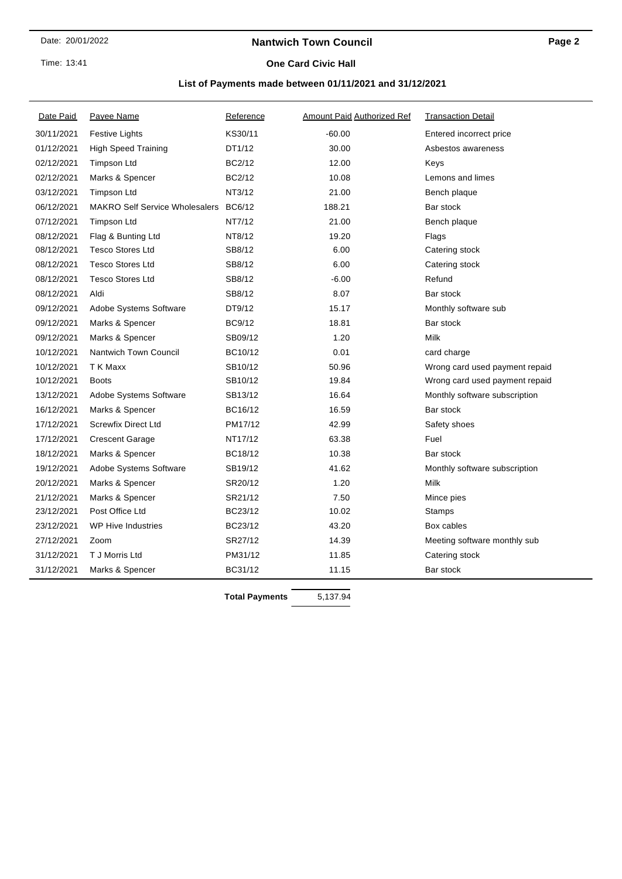Date: 20/01/2022

Time: 13:41

## Nantwich Town Council

### One Card Civic Hall

### List of Payments made between 01/11/2021 and 31/12/2021

| Date Paid | Payee Name | Reference | Amount Paid | Authorized Ref | Transaction Detail |
|---|---|---|---|---|---|
| 30/11/2021 | Festive Lights | KS30/11 | -60.00 | | Entered incorrect price |
| 01/12/2021 | High Speed Training | DT1/12 | 30.00 | | Asbestos awareness |
| 02/12/2021 | Timpson Ltd | BC2/12 | 12.00 | | Keys |
| 02/12/2021 | Marks & Spencer | BC2/12 | 10.08 | | Lemons and limes |
| 03/12/2021 | Timpson Ltd | NT3/12 | 21.00 | | Bench plaque |
| 06/12/2021 | MAKRO Self Service Wholesalers | BC6/12 | 188.21 | | Bar stock |
| 07/12/2021 | Timpson Ltd | NT7/12 | 21.00 | | Bench plaque |
| 08/12/2021 | Flag & Bunting Ltd | NT8/12 | 19.20 | | Flags |
| 08/12/2021 | Tesco Stores Ltd | SB8/12 | 6.00 | | Catering stock |
| 08/12/2021 | Tesco Stores Ltd | SB8/12 | 6.00 | | Catering stock |
| 08/12/2021 | Tesco Stores Ltd | SB8/12 | -6.00 | | Refund |
| 08/12/2021 | Aldi | SB8/12 | 8.07 | | Bar stock |
| 09/12/2021 | Adobe Systems Software | DT9/12 | 15.17 | | Monthly software sub |
| 09/12/2021 | Marks & Spencer | BC9/12 | 18.81 | | Bar stock |
| 09/12/2021 | Marks & Spencer | SB09/12 | 1.20 | | Milk |
| 10/12/2021 | Nantwich Town Council | BC10/12 | 0.01 | | card charge |
| 10/12/2021 | T K Maxx | SB10/12 | 50.96 | | Wrong card used payment repaid |
| 10/12/2021 | Boots | SB10/12 | 19.84 | | Wrong card used payment repaid |
| 13/12/2021 | Adobe Systems Software | SB13/12 | 16.64 | | Monthly software subscription |
| 16/12/2021 | Marks & Spencer | BC16/12 | 16.59 | | Bar stock |
| 17/12/2021 | Screwfix Direct Ltd | PM17/12 | 42.99 | | Safety shoes |
| 17/12/2021 | Crescent Garage | NT17/12 | 63.38 | | Fuel |
| 18/12/2021 | Marks & Spencer | BC18/12 | 10.38 | | Bar stock |
| 19/12/2021 | Adobe Systems Software | SB19/12 | 41.62 | | Monthly software subscription |
| 20/12/2021 | Marks & Spencer | SR20/12 | 1.20 | | Milk |
| 21/12/2021 | Marks & Spencer | SR21/12 | 7.50 | | Mince pies |
| 23/12/2021 | Post Office Ltd | BC23/12 | 10.02 | | Stamps |
| 23/12/2021 | WP Hive Industries | BC23/12 | 43.20 | | Box cables |
| 27/12/2021 | Zoom | SR27/12 | 14.39 | | Meeting software monthly sub |
| 31/12/2021 | T J Morris Ltd | PM31/12 | 11.85 | | Catering stock |
| 31/12/2021 | Marks & Spencer | BC31/12 | 11.15 | | Bar stock |
| | | **Total Payments** | 5,137.94 | | |